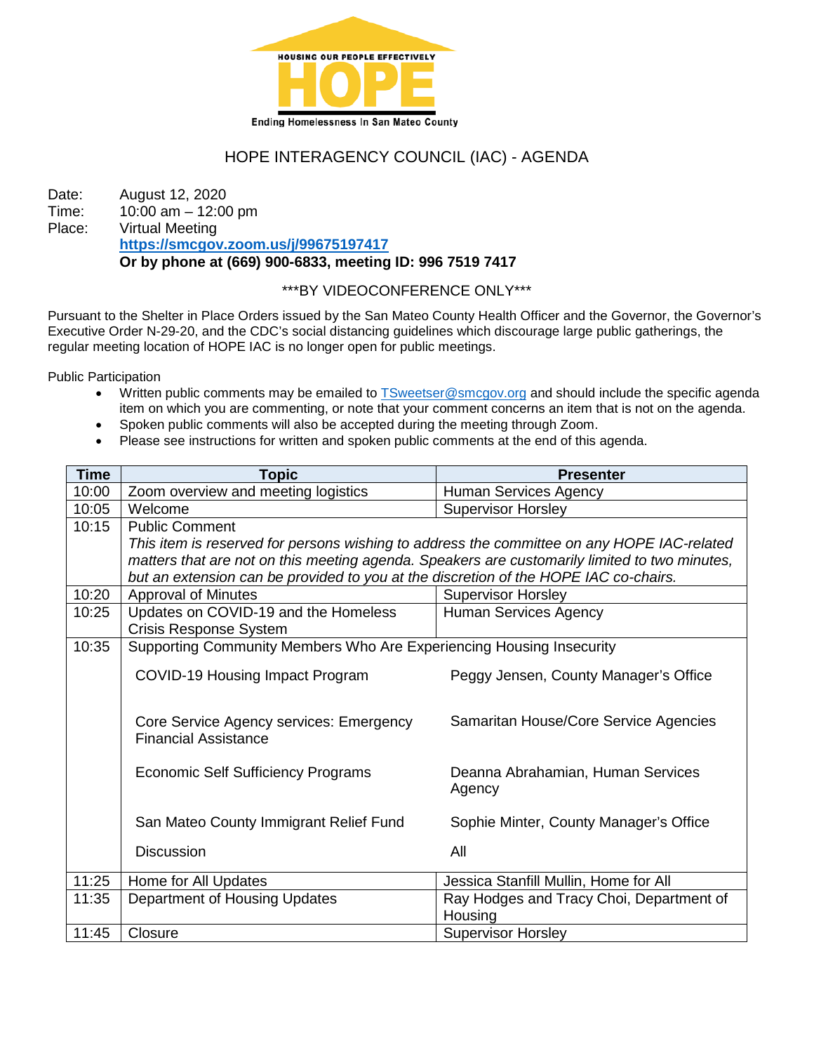HOUSING OUR PEOPLE EFFECTIVELY

**HOPE**

Ending Homelessness In San Mateo County

# HOPE INTERAGENCY COUNCIL (IAC) - AGENDA

Date: August 12, 2020
Time: 10:00 am – 12:00 pm
Place: Virtual Meeting
**https://smcgov.zoom.us/j/99675197417**
**Or by phone at (669) 900-6833, meeting ID: 996 7519 7417**

\*\*\*BY VIDEOCONFERENCE ONLY\*\*\*

Pursuant to the Shelter in Place Orders issued by the San Mateo County Health Officer and the Governor, the Governor's Executive Order N-29-20, and the CDC's social distancing guidelines which discourage large public gatherings, the regular meeting location of HOPE IAC is no longer open for public meetings.

Public Participation

- Written public comments may be emailed to TSweetser@smcgov.org and should include the specific agenda item on which you are commenting, or note that your comment concerns an item that is not on the agenda.
- Spoken public comments will also be accepted during the meeting through Zoom.
- Please see instructions for written and spoken public comments at the end of this agenda.

| Time | Topic | Presenter |
|---|---|---|
| 10:00 | Zoom overview and meeting logistics | Human Services Agency |
| 10:05 | Welcome | Supervisor Horsley |
| 10:15 | Public Comment<br>*This item is reserved for persons wishing to address the committee on any HOPE IAC-related matters that are not on this meeting agenda. Speakers are customarily limited to two minutes, but an extension can be provided to you at the discretion of the HOPE IAC co-chairs.* | |
| 10:20 | Approval of Minutes | Supervisor Horsley |
| 10:25 | Updates on COVID-19 and the Homeless Crisis Response System | Human Services Agency |
| 10:35 | Supporting Community Members Who Are Experiencing Housing Insecurity | |
| | COVID-19 Housing Impact Program | Peggy Jensen, County Manager's Office |
| | Core Service Agency services: Emergency Financial Assistance | Samaritan House/Core Service Agencies |
| | Economic Self Sufficiency Programs | Deanna Abrahamian, Human Services Agency |
| | San Mateo County Immigrant Relief Fund | Sophie Minter, County Manager's Office |
| | Discussion | All |
| 11:25 | Home for All Updates | Jessica Stanfill Mullin, Home for All |
| 11:35 | Department of Housing Updates | Ray Hodges and Tracy Choi, Department of Housing |
| 11:45 | Closure | Supervisor Horsley |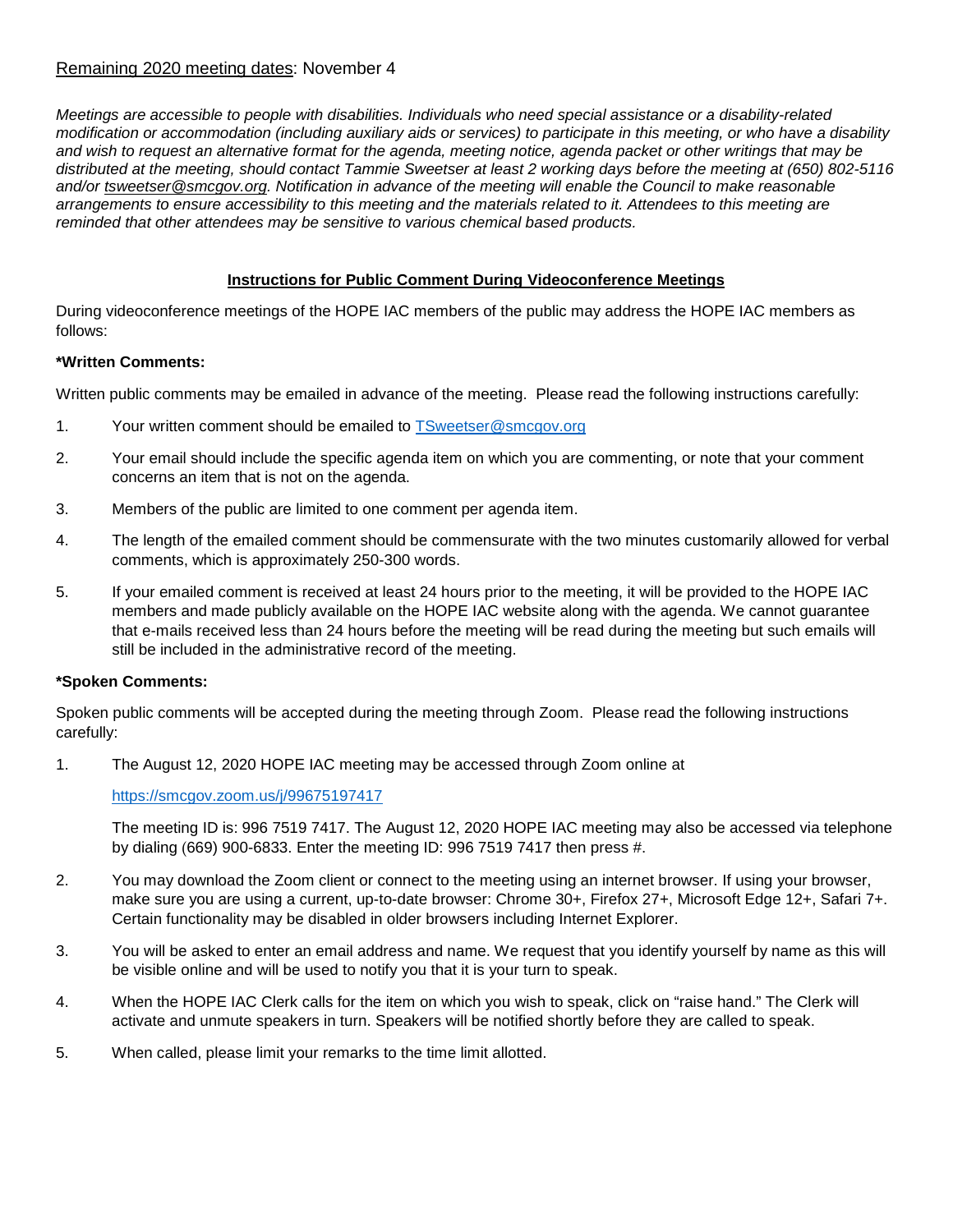Remaining 2020 meeting dates: November 4

*Meetings are accessible to people with disabilities. Individuals who need special assistance or a disability-related modification or accommodation (including auxiliary aids or services) to participate in this meeting, or who have a disability and wish to request an alternative format for the agenda, meeting notice, agenda packet or other writings that may be distributed at the meeting, should contact Tammie Sweetser at least 2 working days before the meeting at (650) 802-5116 and/or tsweetser@smcgov.org. Notification in advance of the meeting will enable the Council to make reasonable arrangements to ensure accessibility to this meeting and the materials related to it. Attendees to this meeting are reminded that other attendees may be sensitive to various chemical based products.*

**Instructions for Public Comment During Videoconference Meetings**

During videoconference meetings of the HOPE IAC members of the public may address the HOPE IAC members as follows:

**\*Written Comments:**

Written public comments may be emailed in advance of the meeting. Please read the following instructions carefully:

1. Your written comment should be emailed to TSweetser@smcgov.org
2. Your email should include the specific agenda item on which you are commenting, or note that your comment concerns an item that is not on the agenda.
3. Members of the public are limited to one comment per agenda item.
4. The length of the emailed comment should be commensurate with the two minutes customarily allowed for verbal comments, which is approximately 250-300 words.
5. If your emailed comment is received at least 24 hours prior to the meeting, it will be provided to the HOPE IAC members and made publicly available on the HOPE IAC website along with the agenda. We cannot guarantee that e-mails received less than 24 hours before the meeting will be read during the meeting but such emails will still be included in the administrative record of the meeting.

**\*Spoken Comments:**

Spoken public comments will be accepted during the meeting through Zoom. Please read the following instructions carefully:

1. The August 12, 2020 HOPE IAC meeting may be accessed through Zoom online at

   https://smcgov.zoom.us/j/99675197417

   The meeting ID is: 996 7519 7417. The August 12, 2020 HOPE IAC meeting may also be accessed via telephone by dialing (669) 900-6833. Enter the meeting ID: 996 7519 7417 then press #.
2. You may download the Zoom client or connect to the meeting using an internet browser. If using your browser, make sure you are using a current, up-to-date browser: Chrome 30+, Firefox 27+, Microsoft Edge 12+, Safari 7+. Certain functionality may be disabled in older browsers including Internet Explorer.
3. You will be asked to enter an email address and name. We request that you identify yourself by name as this will be visible online and will be used to notify you that it is your turn to speak.
4. When the HOPE IAC Clerk calls for the item on which you wish to speak, click on "raise hand." The Clerk will activate and unmute speakers in turn. Speakers will be notified shortly before they are called to speak.
5. When called, please limit your remarks to the time limit allotted.